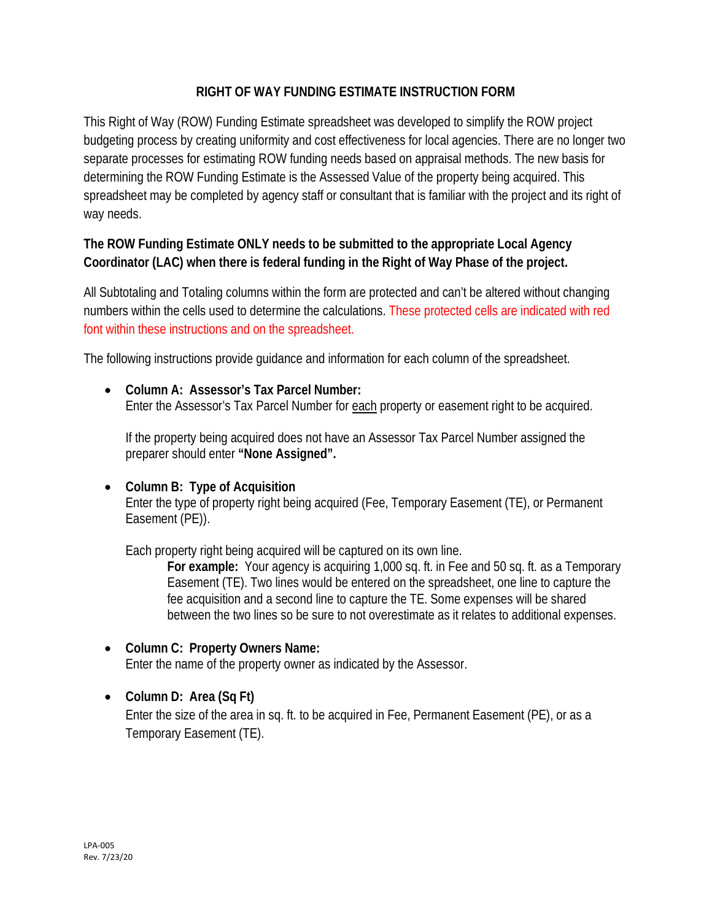# RIGHT OF WAY FUNDING ESTIMATE INSTRUCTION FORM

This Right of Way (ROW) Funding Estimate spreadsheet was developed to simplify the ROW project budgeting process by creating uniformity and cost effectiveness for local agencies. There are no longer two separate processes for estimating ROW funding needs based on appraisal methods. The new basis for determining the ROW Funding Estimate is the Assessed Value of the property being acquired. This spreadsheet may be completed by agency staff or consultant that is familiar with the project and its right of way needs.

**The ROW Funding Estimate ONLY needs to be submitted to the appropriate Local Agency Coordinator (LAC) when there is federal funding in the Right of Way Phase of the project.**

All Subtotaling and Totaling columns within the form are protected and can't be altered without changing numbers within the cells used to determine the calculations. These protected cells are indicated with red font within these instructions and on the spreadsheet.

The following instructions provide guidance and information for each column of the spreadsheet.

- **Column A: Assessor's Tax Parcel Number:**
  Enter the Assessor's Tax Parcel Number for each property or easement right to be acquired.

  If the property being acquired does not have an Assessor Tax Parcel Number assigned the preparer should enter **"None Assigned".**

- **Column B: Type of Acquisition**
  Enter the type of property right being acquired (Fee, Temporary Easement (TE), or Permanent Easement (PE)).

  Each property right being acquired will be captured on its own line.

  > **For example:** Your agency is acquiring 1,000 sq. ft. in Fee and 50 sq. ft. as a Temporary Easement (TE). Two lines would be entered on the spreadsheet, one line to capture the fee acquisition and a second line to capture the TE. Some expenses will be shared between the two lines so be sure to not overestimate as it relates to additional expenses.

- **Column C: Property Owners Name:**
  Enter the name of the property owner as indicated by the Assessor.

- **Column D: Area (Sq Ft)**
  Enter the size of the area in sq. ft. to be acquired in Fee, Permanent Easement (PE), or as a Temporary Easement (TE).

LPA-005
Rev. 7/23/20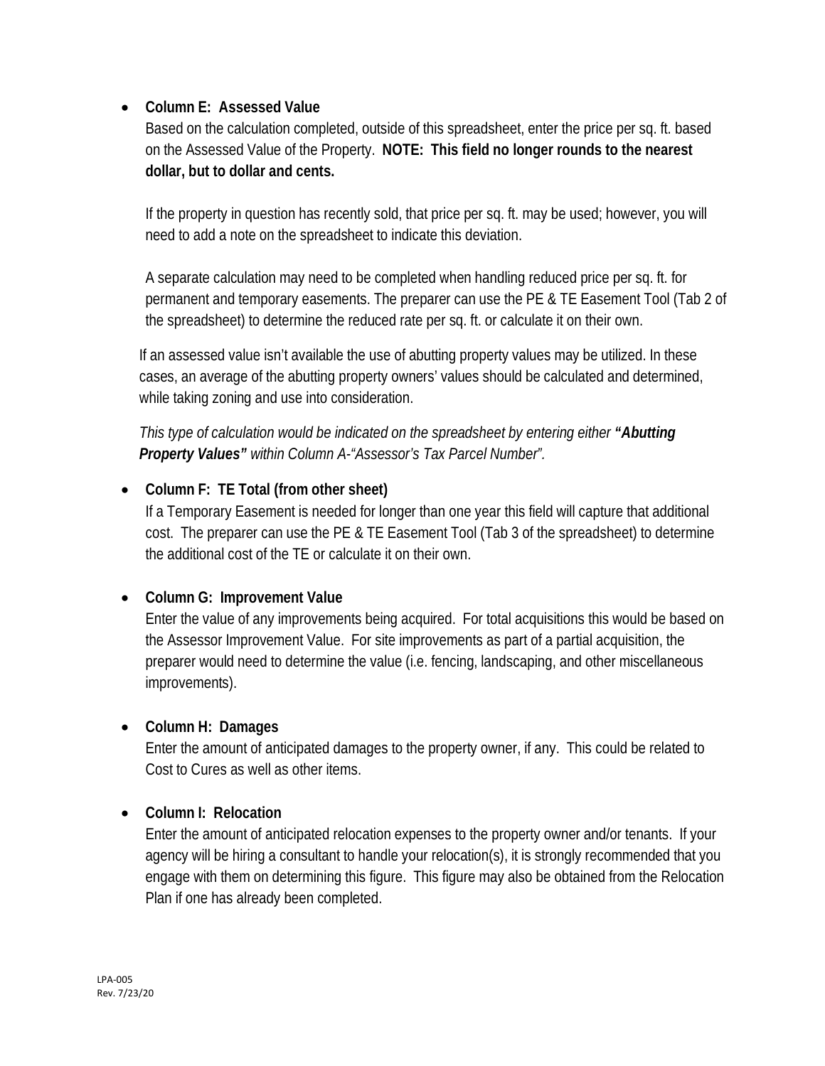- **Column E: Assessed Value**

  Based on the calculation completed, outside of this spreadsheet, enter the price per sq. ft. based on the Assessed Value of the Property. **NOTE: This field no longer rounds to the nearest dollar, but to dollar and cents.**

  If the property in question has recently sold, that price per sq. ft. may be used; however, you will need to add a note on the spreadsheet to indicate this deviation.

  A separate calculation may need to be completed when handling reduced price per sq. ft. for permanent and temporary easements. The preparer can use the PE & TE Easement Tool (Tab 2 of the spreadsheet) to determine the reduced rate per sq. ft. or calculate it on their own.

  If an assessed value isn't available the use of abutting property values may be utilized. In these cases, an average of the abutting property owners' values should be calculated and determined, while taking zoning and use into consideration.

  *This type of calculation would be indicated on the spreadsheet by entering either **"Abutting Property Values"** within Column A-"Assessor's Tax Parcel Number".*

- **Column F: TE Total (from other sheet)**

  If a Temporary Easement is needed for longer than one year this field will capture that additional cost. The preparer can use the PE & TE Easement Tool (Tab 3 of the spreadsheet) to determine the additional cost of the TE or calculate it on their own.

- **Column G: Improvement Value**

  Enter the value of any improvements being acquired. For total acquisitions this would be based on the Assessor Improvement Value. For site improvements as part of a partial acquisition, the preparer would need to determine the value (i.e. fencing, landscaping, and other miscellaneous improvements).

- **Column H: Damages**

  Enter the amount of anticipated damages to the property owner, if any. This could be related to Cost to Cures as well as other items.

- **Column I: Relocation**

  Enter the amount of anticipated relocation expenses to the property owner and/or tenants. If your agency will be hiring a consultant to handle your relocation(s), it is strongly recommended that you engage with them on determining this figure. This figure may also be obtained from the Relocation Plan if one has already been completed.

LPA-005
Rev. 7/23/20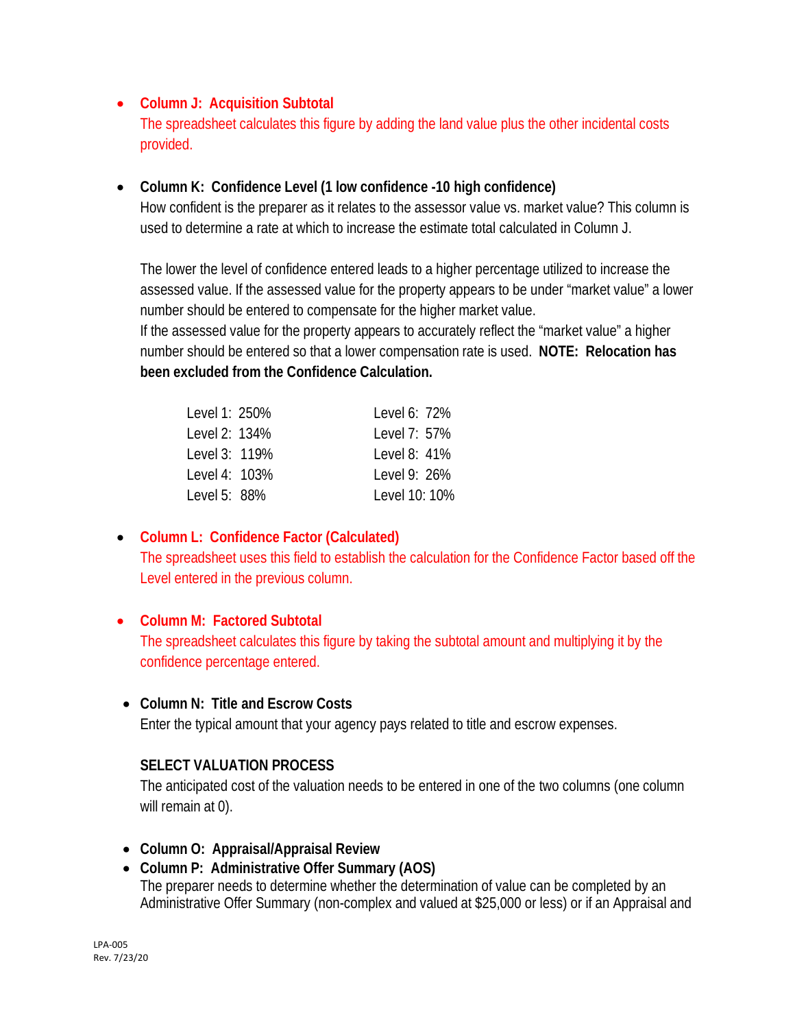- **Column J: Acquisition Subtotal**
  The spreadsheet calculates this figure by adding the land value plus the other incidental costs provided.

- **Column K: Confidence Level (1 low confidence -10 high confidence)**
  How confident is the preparer as it relates to the assessor value vs. market value? This column is used to determine a rate at which to increase the estimate total calculated in Column J.

  The lower the level of confidence entered leads to a higher percentage utilized to increase the assessed value. If the assessed value for the property appears to be under "market value" a lower number should be entered to compensate for the higher market value.
  If the assessed value for the property appears to accurately reflect the "market value" a higher number should be entered so that a lower compensation rate is used. **NOTE: Relocation has been excluded from the Confidence Calculation.**

  | | |
  |---|---|
  | Level 1: 250% | Level 6: 72% |
  | Level 2: 134% | Level 7: 57% |
  | Level 3: 119% | Level 8: 41% |
  | Level 4: 103% | Level 9: 26% |
  | Level 5: 88% | Level 10: 10% |

- **Column L: Confidence Factor (Calculated)**
  The spreadsheet uses this field to establish the calculation for the Confidence Factor based off the Level entered in the previous column.

- **Column M: Factored Subtotal**
  The spreadsheet calculates this figure by taking the subtotal amount and multiplying it by the confidence percentage entered.

- **Column N: Title and Escrow Costs**
  Enter the typical amount that your agency pays related to title and escrow expenses.

  **SELECT VALUATION PROCESS**
  The anticipated cost of the valuation needs to be entered in one of the two columns (one column will remain at 0).

- **Column O: Appraisal/Appraisal Review**
- **Column P: Administrative Offer Summary (AOS)**
  The preparer needs to determine whether the determination of value can be completed by an Administrative Offer Summary (non-complex and valued at $25,000 or less) or if an Appraisal and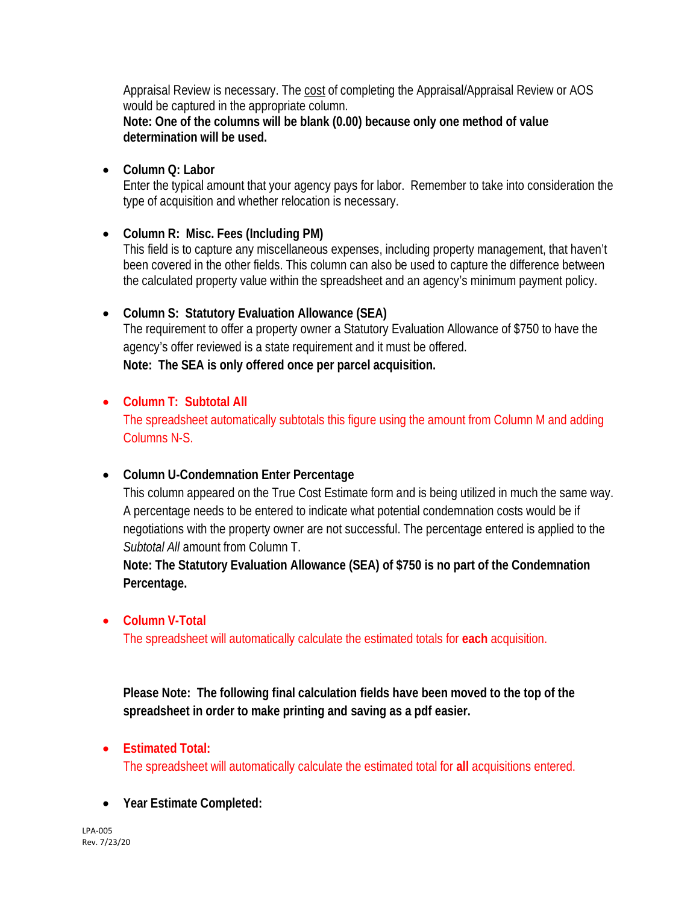Appraisal Review is necessary. The cost of completing the Appraisal/Appraisal Review or AOS would be captured in the appropriate column.
**Note: One of the columns will be blank (0.00) because only one method of value determination will be used.**

- **Column Q: Labor**
  Enter the typical amount that your agency pays for labor. Remember to take into consideration the type of acquisition and whether relocation is necessary.

- **Column R: Misc. Fees (Including PM)**
  This field is to capture any miscellaneous expenses, including property management, that haven't been covered in the other fields. This column can also be used to capture the difference between the calculated property value within the spreadsheet and an agency's minimum payment policy.

- **Column S: Statutory Evaluation Allowance (SEA)**
  The requirement to offer a property owner a Statutory Evaluation Allowance of $750 to have the agency's offer reviewed is a state requirement and it must be offered.
  **Note: The SEA is only offered once per parcel acquisition.**

- **Column T: Subtotal All**
  The spreadsheet automatically subtotals this figure using the amount from Column M and adding Columns N-S.

- **Column U-Condemnation Enter Percentage**
  This column appeared on the True Cost Estimate form and is being utilized in much the same way. A percentage needs to be entered to indicate what potential condemnation costs would be if negotiations with the property owner are not successful. The percentage entered is applied to the *Subtotal All* amount from Column T.
  **Note: The Statutory Evaluation Allowance (SEA) of $750 is no part of the Condemnation Percentage.**

- **Column V-Total**
  The spreadsheet will automatically calculate the estimated totals for **each** acquisition.

**Please Note: The following final calculation fields have been moved to the top of the spreadsheet in order to make printing and saving as a pdf easier.**

- **Estimated Total:**
  The spreadsheet will automatically calculate the estimated total for **all** acquisitions entered.

- **Year Estimate Completed:**

LPA-005
Rev. 7/23/20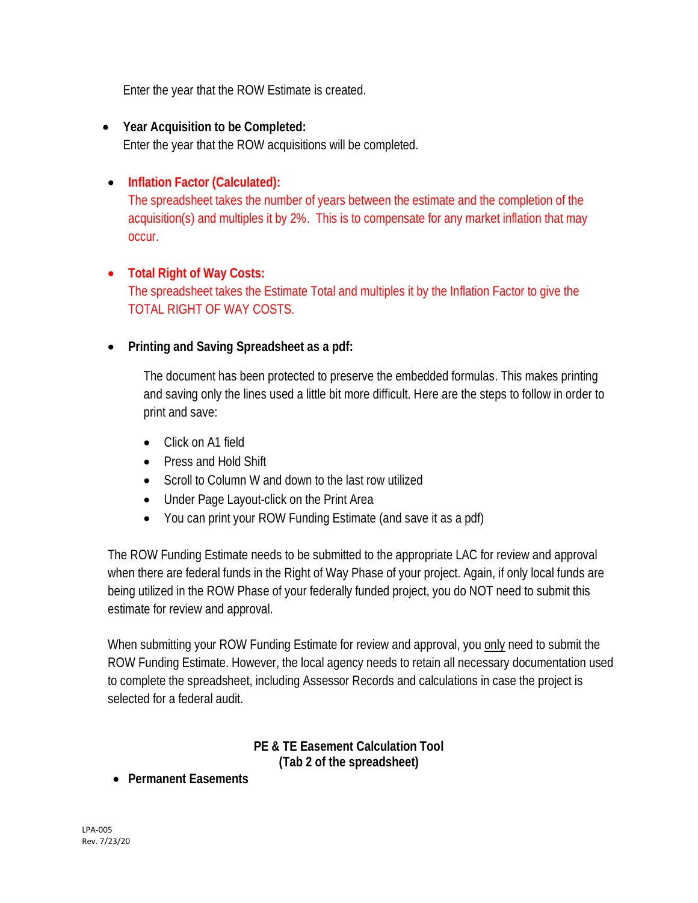Enter the year that the ROW Estimate is created.

- **Year Acquisition to be Completed:**
  Enter the year that the ROW acquisitions will be completed.

- **Inflation Factor (Calculated):**
  The spreadsheet takes the number of years between the estimate and the completion of the acquisition(s) and multiples it by 2%. This is to compensate for any market inflation that may occur.

- **Total Right of Way Costs:**
  The spreadsheet takes the Estimate Total and multiples it by the Inflation Factor to give the TOTAL RIGHT OF WAY COSTS.

- **Printing and Saving Spreadsheet as a pdf:**

  The document has been protected to preserve the embedded formulas. This makes printing and saving only the lines used a little bit more difficult. Here are the steps to follow in order to print and save:

  - Click on A1 field
  - Press and Hold Shift
  - Scroll to Column W and down to the last row utilized
  - Under Page Layout-click on the Print Area
  - You can print your ROW Funding Estimate (and save it as a pdf)

The ROW Funding Estimate needs to be submitted to the appropriate LAC for review and approval when there are federal funds in the Right of Way Phase of your project. Again, if only local funds are being utilized in the ROW Phase of your federally funded project, you do NOT need to submit this estimate for review and approval.

When submitting your ROW Funding Estimate for review and approval, you only need to submit the ROW Funding Estimate. However, the local agency needs to retain all necessary documentation used to complete the spreadsheet, including Assessor Records and calculations in case the project is selected for a federal audit.

**PE & TE Easement Calculation Tool**
**(Tab 2 of the spreadsheet)**

- **Permanent Easements**

LPA-005
Rev. 7/23/20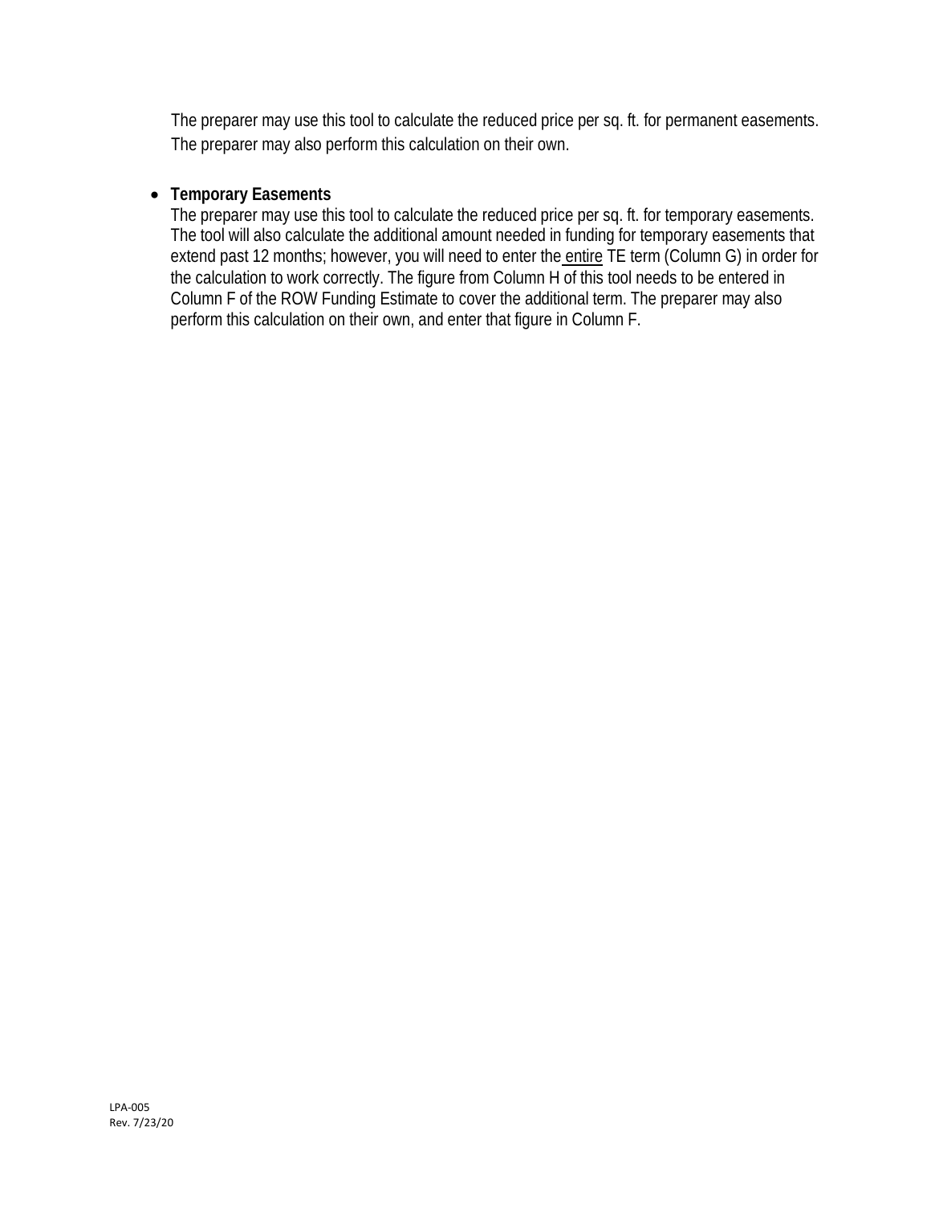The preparer may use this tool to calculate the reduced price per sq. ft. for permanent easements. The preparer may also perform this calculation on their own.

- **Temporary Easements**

  The preparer may use this tool to calculate the reduced price per sq. ft. for temporary easements. The tool will also calculate the additional amount needed in funding for temporary easements that extend past 12 months; however, you will need to enter the entire TE term (Column G) in order for the calculation to work correctly. The figure from Column H of this tool needs to be entered in Column F of the ROW Funding Estimate to cover the additional term. The preparer may also perform this calculation on their own, and enter that figure in Column F.

LPA-005
Rev. 7/23/20